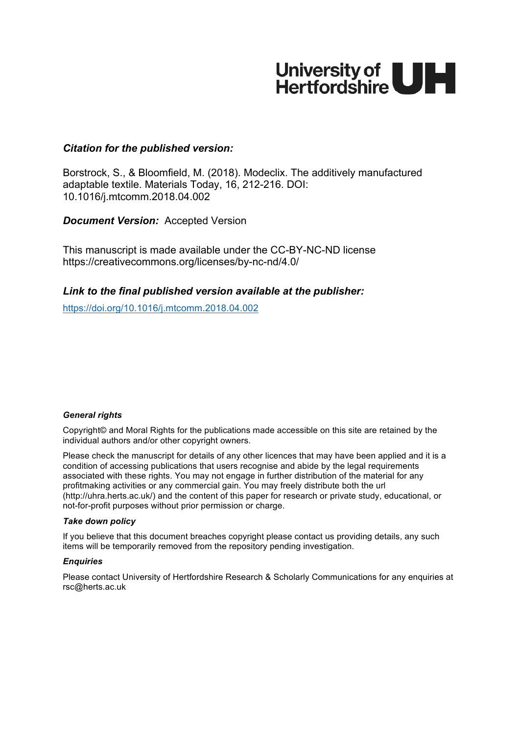University of Hertfordshire UH

***Citation for the published version:***

Borstrock, S., & Bloomfield, M. (2018). Modeclix. The additively manufactured adaptable textile. Materials Today, 16, 212-216. DOI: 10.1016/j.mtcomm.2018.04.002

***Document Version:*** Accepted Version

This manuscript is made available under the CC-BY-NC-ND license https://creativecommons.org/licenses/by-nc-nd/4.0/

***Link to the final published version available at the publisher:***

https://doi.org/10.1016/j.mtcomm.2018.04.002

***General rights***

Copyright© and Moral Rights for the publications made accessible on this site are retained by the individual authors and/or other copyright owners.

Please check the manuscript for details of any other licences that may have been applied and it is a condition of accessing publications that users recognise and abide by the legal requirements associated with these rights. You may not engage in further distribution of the material for any profitmaking activities or any commercial gain. You may freely distribute both the url (http://uhra.herts.ac.uk/) and the content of this paper for research or private study, educational, or not-for-profit purposes without prior permission or charge.

***Take down policy***

If you believe that this document breaches copyright please contact us providing details, any such items will be temporarily removed from the repository pending investigation.

***Enquiries***

Please contact University of Hertfordshire Research & Scholarly Communications for any enquiries at rsc@herts.ac.uk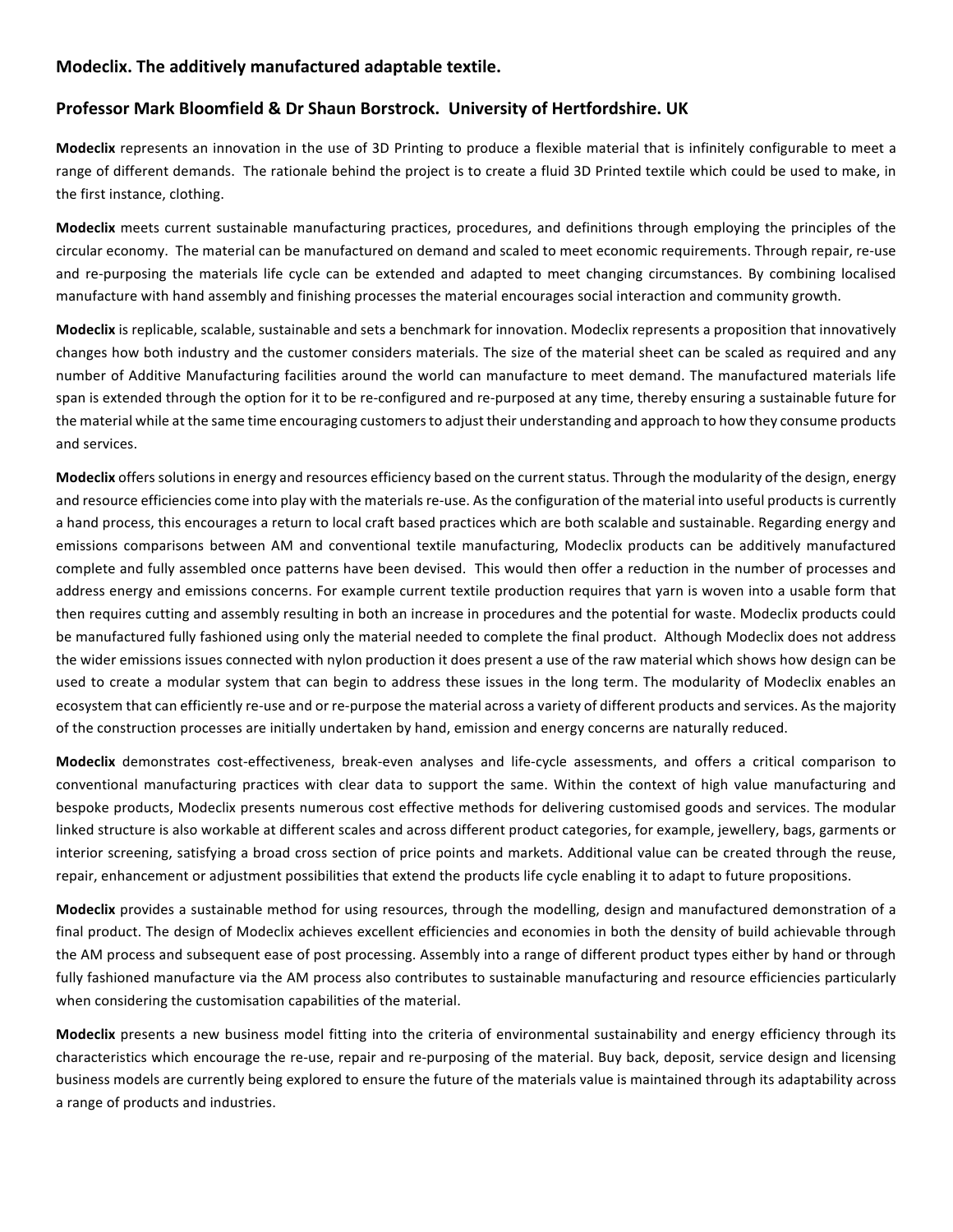## Modeclix. The additively manufactured adaptable textile.

### Professor Mark Bloomfield & Dr Shaun Borstrock. University of Hertfordshire. UK

**Modeclix** represents an innovation in the use of 3D Printing to produce a flexible material that is infinitely configurable to meet a range of different demands. The rationale behind the project is to create a fluid 3D Printed textile which could be used to make, in the first instance, clothing.

**Modeclix** meets current sustainable manufacturing practices, procedures, and definitions through employing the principles of the circular economy. The material can be manufactured on demand and scaled to meet economic requirements. Through repair, re-use and re-purposing the materials life cycle can be extended and adapted to meet changing circumstances. By combining localised manufacture with hand assembly and finishing processes the material encourages social interaction and community growth.

**Modeclix** is replicable, scalable, sustainable and sets a benchmark for innovation. Modeclix represents a proposition that innovatively changes how both industry and the customer considers materials. The size of the material sheet can be scaled as required and any number of Additive Manufacturing facilities around the world can manufacture to meet demand. The manufactured materials life span is extended through the option for it to be re-configured and re-purposed at any time, thereby ensuring a sustainable future for the material while at the same time encouraging customers to adjust their understanding and approach to how they consume products and services.

**Modeclix** offers solutions in energy and resources efficiency based on the current status. Through the modularity of the design, energy and resource efficiencies come into play with the materials re-use. As the configuration of the material into useful products is currently a hand process, this encourages a return to local craft based practices which are both scalable and sustainable. Regarding energy and emissions comparisons between AM and conventional textile manufacturing, Modeclix products can be additively manufactured complete and fully assembled once patterns have been devised. This would then offer a reduction in the number of processes and address energy and emissions concerns. For example current textile production requires that yarn is woven into a usable form that then requires cutting and assembly resulting in both an increase in procedures and the potential for waste. Modeclix products could be manufactured fully fashioned using only the material needed to complete the final product. Although Modeclix does not address the wider emissions issues connected with nylon production it does present a use of the raw material which shows how design can be used to create a modular system that can begin to address these issues in the long term. The modularity of Modeclix enables an ecosystem that can efficiently re-use and or re-purpose the material across a variety of different products and services. As the majority of the construction processes are initially undertaken by hand, emission and energy concerns are naturally reduced.

**Modeclix** demonstrates cost-effectiveness, break-even analyses and life-cycle assessments, and offers a critical comparison to conventional manufacturing practices with clear data to support the same. Within the context of high value manufacturing and bespoke products, Modeclix presents numerous cost effective methods for delivering customised goods and services. The modular linked structure is also workable at different scales and across different product categories, for example, jewellery, bags, garments or interior screening, satisfying a broad cross section of price points and markets. Additional value can be created through the reuse, repair, enhancement or adjustment possibilities that extend the products life cycle enabling it to adapt to future propositions.

**Modeclix** provides a sustainable method for using resources, through the modelling, design and manufactured demonstration of a final product. The design of Modeclix achieves excellent efficiencies and economies in both the density of build achievable through the AM process and subsequent ease of post processing. Assembly into a range of different product types either by hand or through fully fashioned manufacture via the AM process also contributes to sustainable manufacturing and resource efficiencies particularly when considering the customisation capabilities of the material.

**Modeclix** presents a new business model fitting into the criteria of environmental sustainability and energy efficiency through its characteristics which encourage the re-use, repair and re-purposing of the material. Buy back, deposit, service design and licensing business models are currently being explored to ensure the future of the materials value is maintained through its adaptability across a range of products and industries.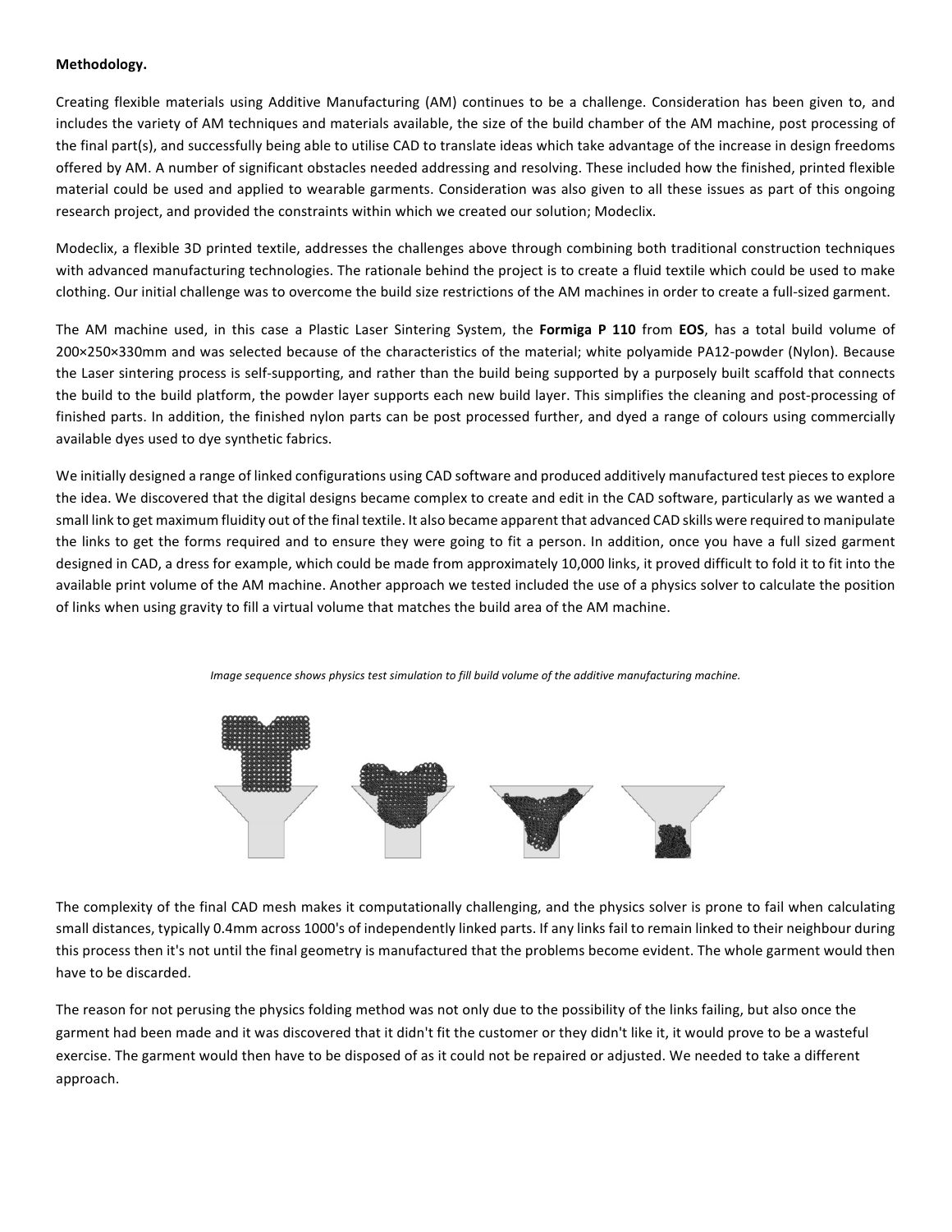**Methodology.**

Creating flexible materials using Additive Manufacturing (AM) continues to be a challenge. Consideration has been given to, and includes the variety of AM techniques and materials available, the size of the build chamber of the AM machine, post processing of the final part(s), and successfully being able to utilise CAD to translate ideas which take advantage of the increase in design freedoms offered by AM. A number of significant obstacles needed addressing and resolving. These included how the finished, printed flexible material could be used and applied to wearable garments. Consideration was also given to all these issues as part of this ongoing research project, and provided the constraints within which we created our solution; Modeclix.

Modeclix, a flexible 3D printed textile, addresses the challenges above through combining both traditional construction techniques with advanced manufacturing technologies. The rationale behind the project is to create a fluid textile which could be used to make clothing. Our initial challenge was to overcome the build size restrictions of the AM machines in order to create a full-sized garment.

The AM machine used, in this case a Plastic Laser Sintering System, the **Formiga P 110** from **EOS**, has a total build volume of 200×250×330mm and was selected because of the characteristics of the material; white polyamide PA12-powder (Nylon). Because the Laser sintering process is self-supporting, and rather than the build being supported by a purposely built scaffold that connects the build to the build platform, the powder layer supports each new build layer. This simplifies the cleaning and post-processing of finished parts. In addition, the finished nylon parts can be post processed further, and dyed a range of colours using commercially available dyes used to dye synthetic fabrics.

We initially designed a range of linked configurations using CAD software and produced additively manufactured test pieces to explore the idea. We discovered that the digital designs became complex to create and edit in the CAD software, particularly as we wanted a small link to get maximum fluidity out of the final textile. It also became apparent that advanced CAD skills were required to manipulate the links to get the forms required and to ensure they were going to fit a person. In addition, once you have a full sized garment designed in CAD, a dress for example, which could be made from approximately 10,000 links, it proved difficult to fold it to fit into the available print volume of the AM machine. Another approach we tested included the use of a physics solver to calculate the position of links when using gravity to fill a virtual volume that matches the build area of the AM machine.

*Image sequence shows physics test simulation to fill build volume of the additive manufacturing machine.*

The complexity of the final CAD mesh makes it computationally challenging, and the physics solver is prone to fail when calculating small distances, typically 0.4mm across 1000's of independently linked parts. If any links fail to remain linked to their neighbour during this process then it's not until the final geometry is manufactured that the problems become evident. The whole garment would then have to be discarded.

The reason for not perusing the physics folding method was not only due to the possibility of the links failing, but also once the garment had been made and it was discovered that it didn't fit the customer or they didn't like it, it would prove to be a wasteful exercise. The garment would then have to be disposed of as it could not be repaired or adjusted. We needed to take a different approach.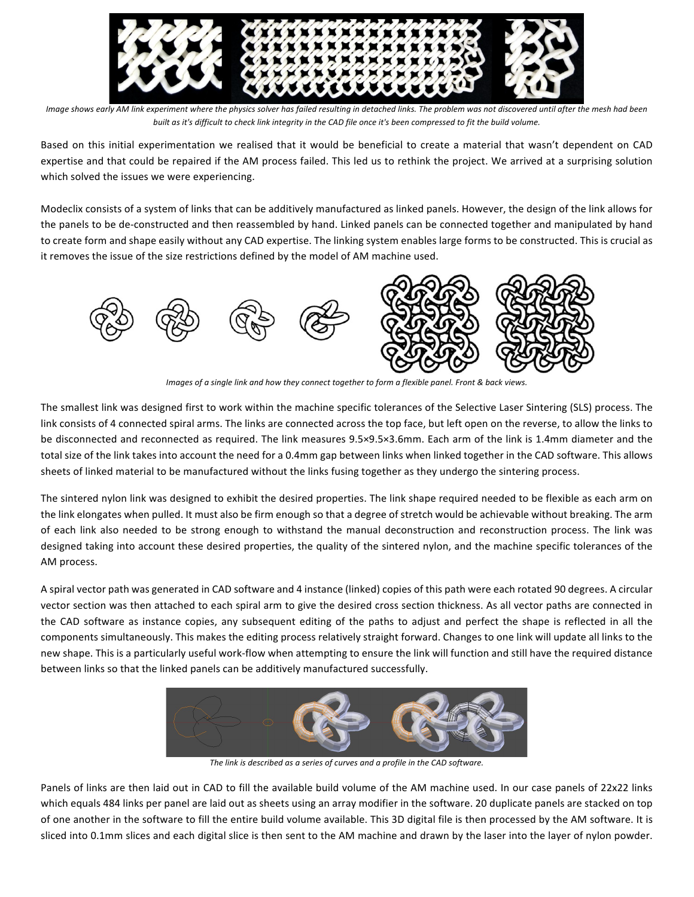*Image shows early AM link experiment where the physics solver has failed resulting in detached links. The problem was not discovered until after the mesh had been built as it's difficult to check link integrity in the CAD file once it's been compressed to fit the build volume.*

Based on this initial experimentation we realised that it would be beneficial to create a material that wasn't dependent on CAD expertise and that could be repaired if the AM process failed. This led us to rethink the project. We arrived at a surprising solution which solved the issues we were experiencing.

Modeclix consists of a system of links that can be additively manufactured as linked panels. However, the design of the link allows for the panels to be de-constructed and then reassembled by hand. Linked panels can be connected together and manipulated by hand to create form and shape easily without any CAD expertise. The linking system enables large forms to be constructed. This is crucial as it removes the issue of the size restrictions defined by the model of AM machine used.

*Images of a single link and how they connect together to form a flexible panel. Front & back views.*

The smallest link was designed first to work within the machine specific tolerances of the Selective Laser Sintering (SLS) process. The link consists of 4 connected spiral arms. The links are connected across the top face, but left open on the reverse, to allow the links to be disconnected and reconnected as required. The link measures 9.5×9.5×3.6mm. Each arm of the link is 1.4mm diameter and the total size of the link takes into account the need for a 0.4mm gap between links when linked together in the CAD software. This allows sheets of linked material to be manufactured without the links fusing together as they undergo the sintering process.

The sintered nylon link was designed to exhibit the desired properties. The link shape required needed to be flexible as each arm on the link elongates when pulled. It must also be firm enough so that a degree of stretch would be achievable without breaking. The arm of each link also needed to be strong enough to withstand the manual deconstruction and reconstruction process. The link was designed taking into account these desired properties, the quality of the sintered nylon, and the machine specific tolerances of the AM process.

A spiral vector path was generated in CAD software and 4 instance (linked) copies of this path were each rotated 90 degrees. A circular vector section was then attached to each spiral arm to give the desired cross section thickness. As all vector paths are connected in the CAD software as instance copies, any subsequent editing of the paths to adjust and perfect the shape is reflected in all the components simultaneously. This makes the editing process relatively straight forward. Changes to one link will update all links to the new shape. This is a particularly useful work-flow when attempting to ensure the link will function and still have the required distance between links so that the linked panels can be additively manufactured successfully.

*The link is described as a series of curves and a profile in the CAD software.*

Panels of links are then laid out in CAD to fill the available build volume of the AM machine used. In our case panels of 22x22 links which equals 484 links per panel are laid out as sheets using an array modifier in the software. 20 duplicate panels are stacked on top of one another in the software to fill the entire build volume available. This 3D digital file is then processed by the AM software. It is sliced into 0.1mm slices and each digital slice is then sent to the AM machine and drawn by the laser into the layer of nylon powder.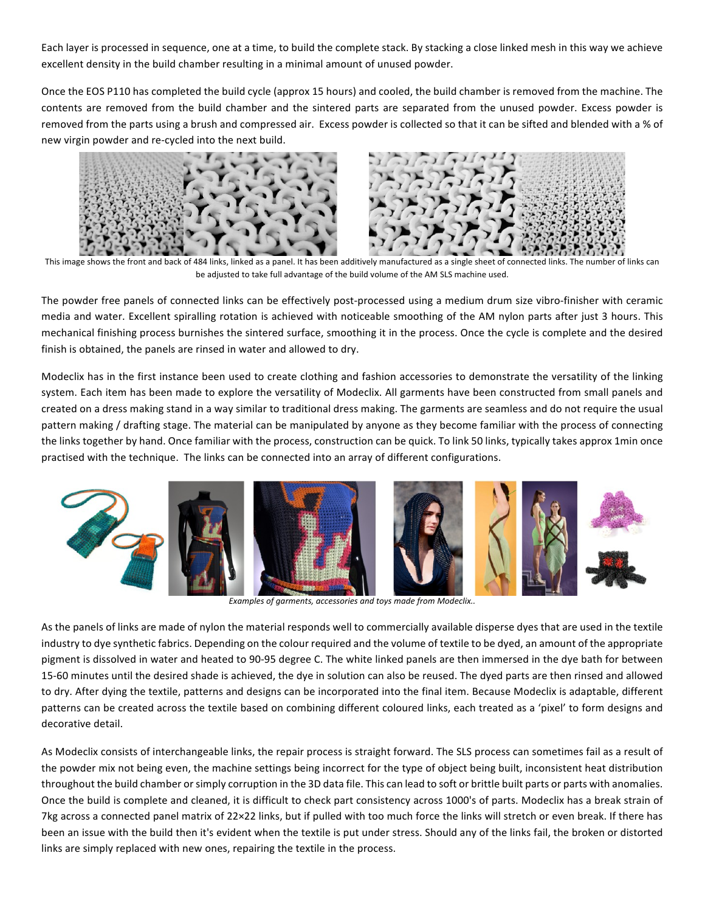Each layer is processed in sequence, one at a time, to build the complete stack. By stacking a close linked mesh in this way we achieve excellent density in the build chamber resulting in a minimal amount of unused powder.

Once the EOS P110 has completed the build cycle (approx 15 hours) and cooled, the build chamber is removed from the machine. The contents are removed from the build chamber and the sintered parts are separated from the unused powder. Excess powder is removed from the parts using a brush and compressed air. Excess powder is collected so that it can be sifted and blended with a % of new virgin powder and re-cycled into the next build.

This image shows the front and back of 484 links, linked as a panel. It has been additively manufactured as a single sheet of connected links. The number of links can be adjusted to take full advantage of the build volume of the AM SLS machine used.

The powder free panels of connected links can be effectively post-processed using a medium drum size vibro-finisher with ceramic media and water. Excellent spiralling rotation is achieved with noticeable smoothing of the AM nylon parts after just 3 hours. This mechanical finishing process burnishes the sintered surface, smoothing it in the process. Once the cycle is complete and the desired finish is obtained, the panels are rinsed in water and allowed to dry.

Modeclix has in the first instance been used to create clothing and fashion accessories to demonstrate the versatility of the linking system. Each item has been made to explore the versatility of Modeclix. All garments have been constructed from small panels and created on a dress making stand in a way similar to traditional dress making. The garments are seamless and do not require the usual pattern making / drafting stage. The material can be manipulated by anyone as they become familiar with the process of connecting the links together by hand. Once familiar with the process, construction can be quick. To link 50 links, typically takes approx 1min once practised with the technique. The links can be connected into an array of different configurations.

*Examples of garments, accessories and toys made from Modeclix..*

As the panels of links are made of nylon the material responds well to commercially available disperse dyes that are used in the textile industry to dye synthetic fabrics. Depending on the colour required and the volume of textile to be dyed, an amount of the appropriate pigment is dissolved in water and heated to 90-95 degree C. The white linked panels are then immersed in the dye bath for between 15-60 minutes until the desired shade is achieved, the dye in solution can also be reused. The dyed parts are then rinsed and allowed to dry. After dying the textile, patterns and designs can be incorporated into the final item. Because Modeclix is adaptable, different patterns can be created across the textile based on combining different coloured links, each treated as a 'pixel' to form designs and decorative detail.

As Modeclix consists of interchangeable links, the repair process is straight forward. The SLS process can sometimes fail as a result of the powder mix not being even, the machine settings being incorrect for the type of object being built, inconsistent heat distribution throughout the build chamber or simply corruption in the 3D data file. This can lead to soft or brittle built parts or parts with anomalies. Once the build is complete and cleaned, it is difficult to check part consistency across 1000's of parts. Modeclix has a break strain of 7kg across a connected panel matrix of 22×22 links, but if pulled with too much force the links will stretch or even break. If there has been an issue with the build then it's evident when the textile is put under stress. Should any of the links fail, the broken or distorted links are simply replaced with new ones, repairing the textile in the process.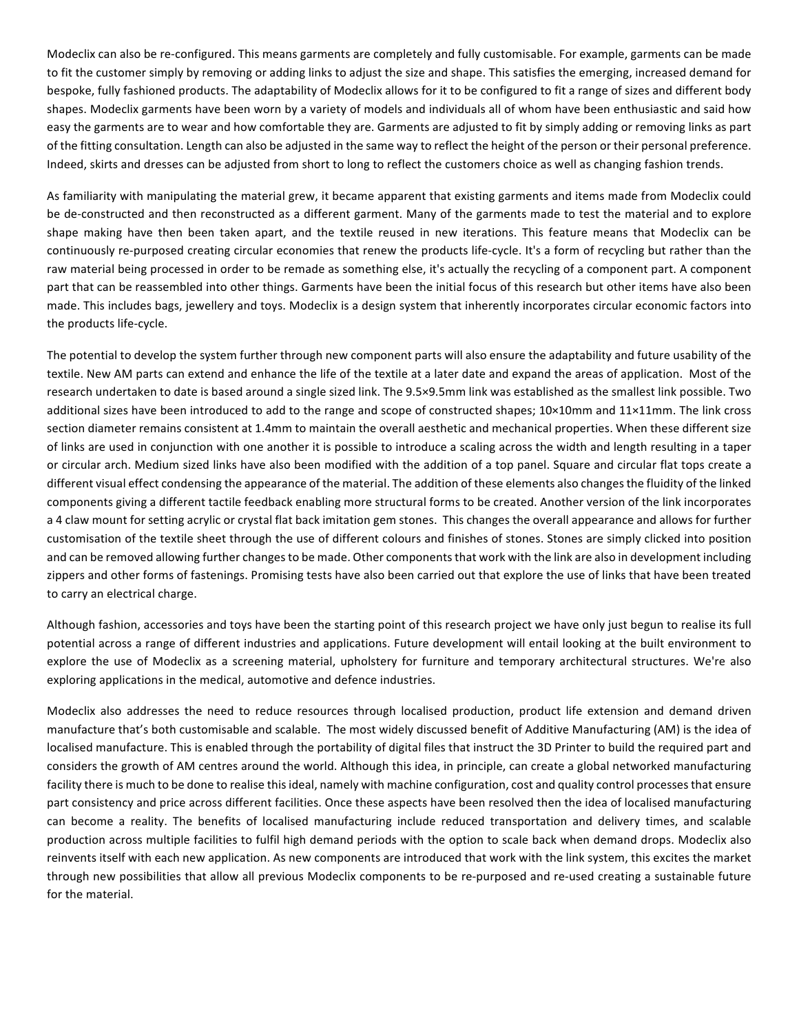Modeclix can also be re-configured. This means garments are completely and fully customisable. For example, garments can be made to fit the customer simply by removing or adding links to adjust the size and shape. This satisfies the emerging, increased demand for bespoke, fully fashioned products. The adaptability of Modeclix allows for it to be configured to fit a range of sizes and different body shapes. Modeclix garments have been worn by a variety of models and individuals all of whom have been enthusiastic and said how easy the garments are to wear and how comfortable they are. Garments are adjusted to fit by simply adding or removing links as part of the fitting consultation. Length can also be adjusted in the same way to reflect the height of the person or their personal preference. Indeed, skirts and dresses can be adjusted from short to long to reflect the customers choice as well as changing fashion trends.

As familiarity with manipulating the material grew, it became apparent that existing garments and items made from Modeclix could be de-constructed and then reconstructed as a different garment. Many of the garments made to test the material and to explore shape making have then been taken apart, and the textile reused in new iterations. This feature means that Modeclix can be continuously re-purposed creating circular economies that renew the products life-cycle. It's a form of recycling but rather than the raw material being processed in order to be remade as something else, it's actually the recycling of a component part. A component part that can be reassembled into other things. Garments have been the initial focus of this research but other items have also been made. This includes bags, jewellery and toys. Modeclix is a design system that inherently incorporates circular economic factors into the products life-cycle.

The potential to develop the system further through new component parts will also ensure the adaptability and future usability of the textile. New AM parts can extend and enhance the life of the textile at a later date and expand the areas of application. Most of the research undertaken to date is based around a single sized link. The 9.5×9.5mm link was established as the smallest link possible. Two additional sizes have been introduced to add to the range and scope of constructed shapes; 10×10mm and 11×11mm. The link cross section diameter remains consistent at 1.4mm to maintain the overall aesthetic and mechanical properties. When these different size of links are used in conjunction with one another it is possible to introduce a scaling across the width and length resulting in a taper or circular arch. Medium sized links have also been modified with the addition of a top panel. Square and circular flat tops create a different visual effect condensing the appearance of the material. The addition of these elements also changes the fluidity of the linked components giving a different tactile feedback enabling more structural forms to be created. Another version of the link incorporates a 4 claw mount for setting acrylic or crystal flat back imitation gem stones. This changes the overall appearance and allows for further customisation of the textile sheet through the use of different colours and finishes of stones. Stones are simply clicked into position and can be removed allowing further changes to be made. Other components that work with the link are also in development including zippers and other forms of fastenings. Promising tests have also been carried out that explore the use of links that have been treated to carry an electrical charge.

Although fashion, accessories and toys have been the starting point of this research project we have only just begun to realise its full potential across a range of different industries and applications. Future development will entail looking at the built environment to explore the use of Modeclix as a screening material, upholstery for furniture and temporary architectural structures. We're also exploring applications in the medical, automotive and defence industries.

Modeclix also addresses the need to reduce resources through localised production, product life extension and demand driven manufacture that's both customisable and scalable. The most widely discussed benefit of Additive Manufacturing (AM) is the idea of localised manufacture. This is enabled through the portability of digital files that instruct the 3D Printer to build the required part and considers the growth of AM centres around the world. Although this idea, in principle, can create a global networked manufacturing facility there is much to be done to realise this ideal, namely with machine configuration, cost and quality control processes that ensure part consistency and price across different facilities. Once these aspects have been resolved then the idea of localised manufacturing can become a reality. The benefits of localised manufacturing include reduced transportation and delivery times, and scalable production across multiple facilities to fulfil high demand periods with the option to scale back when demand drops. Modeclix also reinvents itself with each new application. As new components are introduced that work with the link system, this excites the market through new possibilities that allow all previous Modeclix components to be re-purposed and re-used creating a sustainable future for the material.